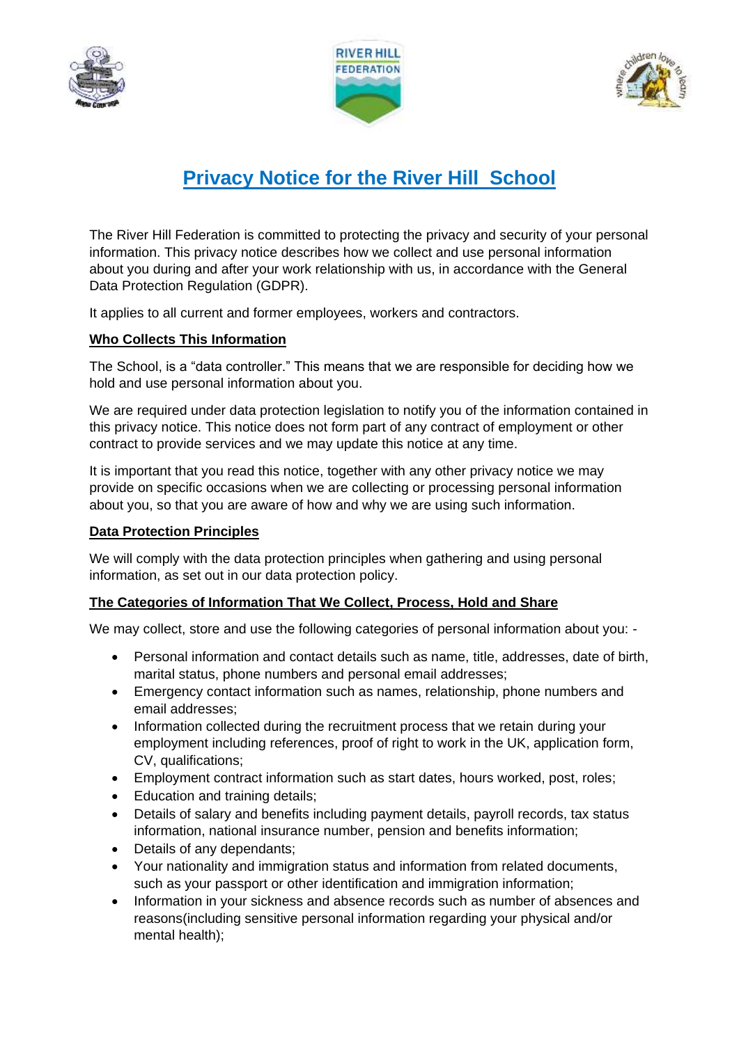# Privacy Notice for the River Hill School

The River Hill Federation is committed to protecting the privacy and security of your personal information. This privacy notice describes how we collect and use personal information about you during and after your work relationship with us, in accordance with the General Data Protection Regulation (GDPR).

It applies to all current and former employees, workers and contractors.

## Who Collects This Information

The School, is a "data controller." This means that we are responsible for deciding how we hold and use personal information about you.

We are required under data protection legislation to notify you of the information contained in this privacy notice. This notice does not form part of any contract of employment or other contract to provide services and we may update this notice at any time.

It is important that you read this notice, together with any other privacy notice we may provide on specific occasions when we are collecting or processing personal information about you, so that you are aware of how and why we are using such information.

## Data Protection Principles

We will comply with the data protection principles when gathering and using personal information, as set out in our data protection policy.

## The Categories of Information That We Collect, Process, Hold and Share

We may collect, store and use the following categories of personal information about you: -

- Personal information and contact details such as name, title, addresses, date of birth, marital status, phone numbers and personal email addresses;
- Emergency contact information such as names, relationship, phone numbers and email addresses;
- Information collected during the recruitment process that we retain during your employment including references, proof of right to work in the UK, application form, CV, qualifications;
- Employment contract information such as start dates, hours worked, post, roles;
- Education and training details;
- Details of salary and benefits including payment details, payroll records, tax status information, national insurance number, pension and benefits information;
- Details of any dependants;
- Your nationality and immigration status and information from related documents, such as your passport or other identification and immigration information;
- Information in your sickness and absence records such as number of absences and reasons(including sensitive personal information regarding your physical and/or mental health);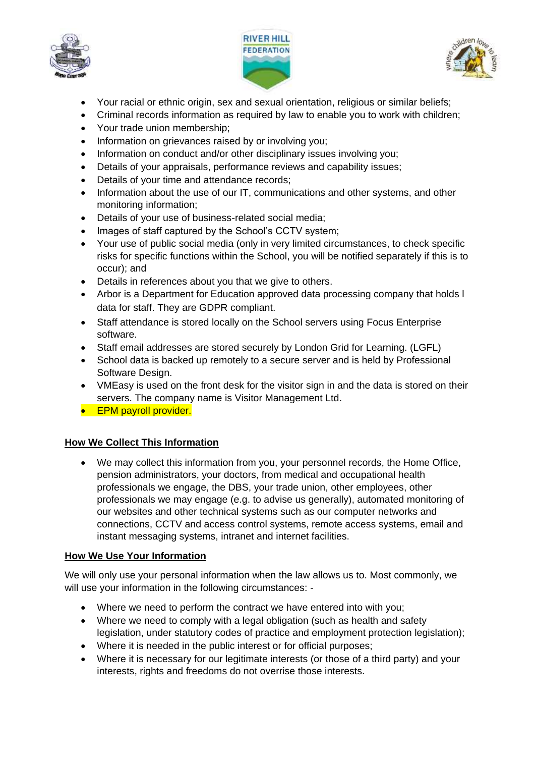- Your racial or ethnic origin, sex and sexual orientation, religious or similar beliefs;
- Criminal records information as required by law to enable you to work with children;
- Your trade union membership;
- Information on grievances raised by or involving you;
- Information on conduct and/or other disciplinary issues involving you;
- Details of your appraisals, performance reviews and capability issues;
- Details of your time and attendance records;
- Information about the use of our IT, communications and other systems, and other monitoring information;
- Details of your use of business-related social media;
- Images of staff captured by the School's CCTV system;
- Your use of public social media (only in very limited circumstances, to check specific risks for specific functions within the School, you will be notified separately if this is to occur); and
- Details in references about you that we give to others.
- Arbor is a Department for Education approved data processing company that holds l data for staff. They are GDPR compliant.
- Staff attendance is stored locally on the School servers using Focus Enterprise software.
- Staff email addresses are stored securely by London Grid for Learning. (LGFL)
- School data is backed up remotely to a secure server and is held by Professional Software Design.
- VMEasy is used on the front desk for the visitor sign in and the data is stored on their servers. The company name is Visitor Management Ltd.
- EPM payroll provider.

## How We Collect This Information

- We may collect this information from you, your personnel records, the Home Office, pension administrators, your doctors, from medical and occupational health professionals we engage, the DBS, your trade union, other employees, other professionals we may engage (e.g. to advise us generally), automated monitoring of our websites and other technical systems such as our computer networks and connections, CCTV and access control systems, remote access systems, email and instant messaging systems, intranet and internet facilities.

## How We Use Your Information

We will only use your personal information when the law allows us to. Most commonly, we will use your information in the following circumstances: -

- Where we need to perform the contract we have entered into with you;
- Where we need to comply with a legal obligation (such as health and safety legislation, under statutory codes of practice and employment protection legislation);
- Where it is needed in the public interest or for official purposes;
- Where it is necessary for our legitimate interests (or those of a third party) and your interests, rights and freedoms do not override those interests.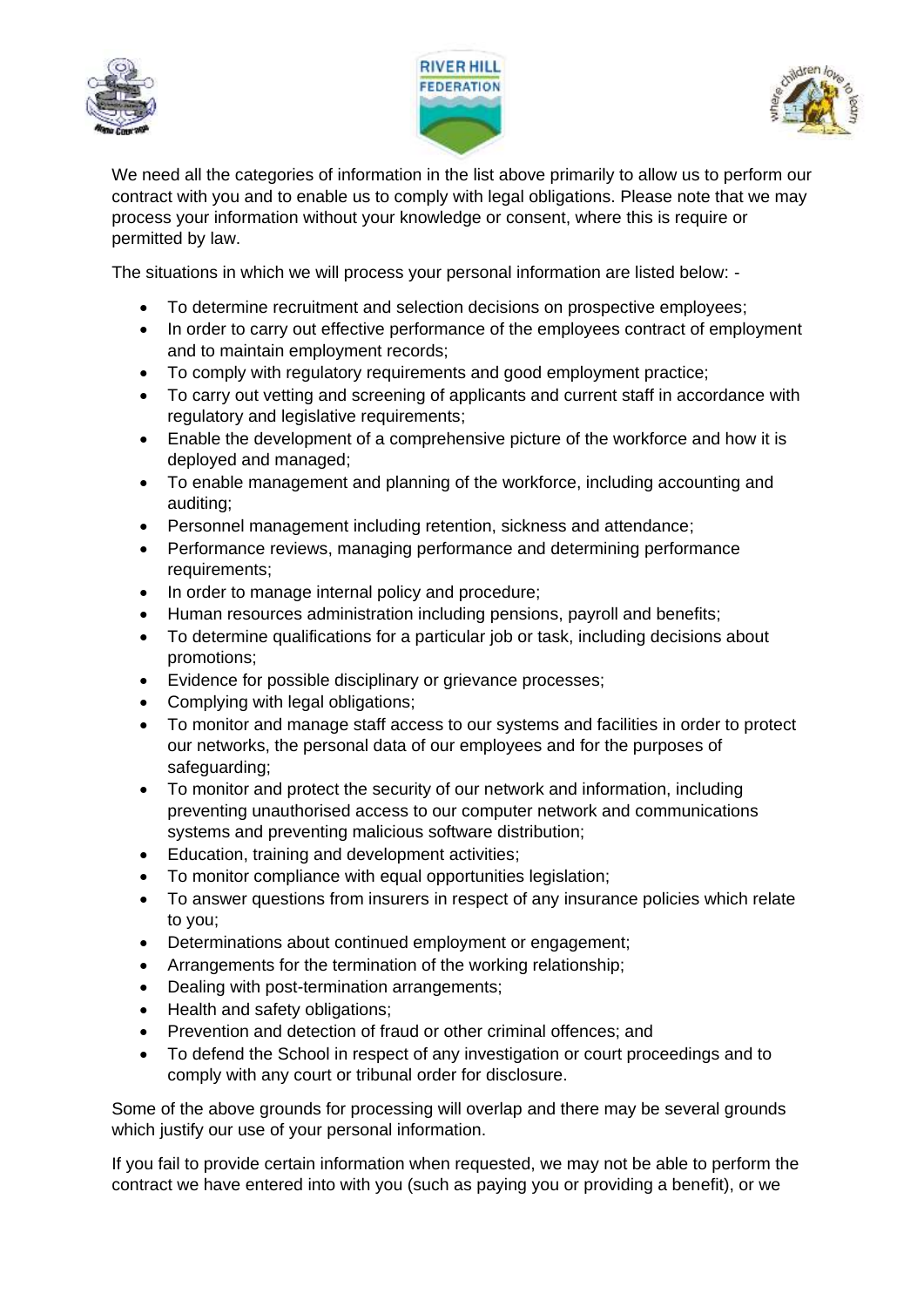We need all the categories of information in the list above primarily to allow us to perform our contract with you and to enable us to comply with legal obligations. Please note that we may process your information without your knowledge or consent, where this is require or permitted by law.

The situations in which we will process your personal information are listed below: -

- To determine recruitment and selection decisions on prospective employees;
- In order to carry out effective performance of the employees contract of employment and to maintain employment records;
- To comply with regulatory requirements and good employment practice;
- To carry out vetting and screening of applicants and current staff in accordance with regulatory and legislative requirements;
- Enable the development of a comprehensive picture of the workforce and how it is deployed and managed;
- To enable management and planning of the workforce, including accounting and auditing;
- Personnel management including retention, sickness and attendance;
- Performance reviews, managing performance and determining performance requirements;
- In order to manage internal policy and procedure;
- Human resources administration including pensions, payroll and benefits;
- To determine qualifications for a particular job or task, including decisions about promotions;
- Evidence for possible disciplinary or grievance processes;
- Complying with legal obligations;
- To monitor and manage staff access to our systems and facilities in order to protect our networks, the personal data of our employees and for the purposes of safeguarding;
- To monitor and protect the security of our network and information, including preventing unauthorised access to our computer network and communications systems and preventing malicious software distribution;
- Education, training and development activities;
- To monitor compliance with equal opportunities legislation;
- To answer questions from insurers in respect of any insurance policies which relate to you;
- Determinations about continued employment or engagement;
- Arrangements for the termination of the working relationship;
- Dealing with post-termination arrangements;
- Health and safety obligations;
- Prevention and detection of fraud or other criminal offences; and
- To defend the School in respect of any investigation or court proceedings and to comply with any court or tribunal order for disclosure.

Some of the above grounds for processing will overlap and there may be several grounds which justify our use of your personal information.

If you fail to provide certain information when requested, we may not be able to perform the contract we have entered into with you (such as paying you or providing a benefit), or we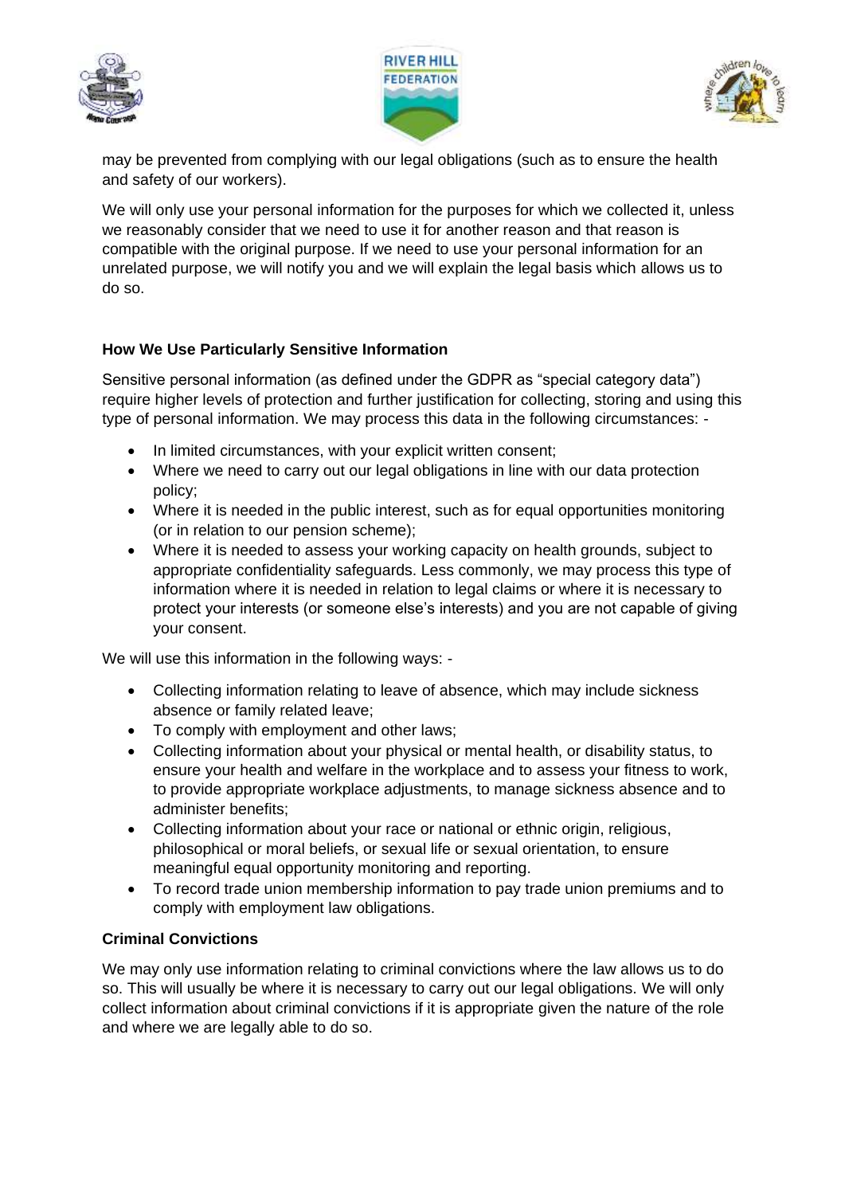may be prevented from complying with our legal obligations (such as to ensure the health and safety of our workers).

We will only use your personal information for the purposes for which we collected it, unless we reasonably consider that we need to use it for another reason and that reason is compatible with the original purpose. If we need to use your personal information for an unrelated purpose, we will notify you and we will explain the legal basis which allows us to do so.

**How We Use Particularly Sensitive Information**

Sensitive personal information (as defined under the GDPR as "special category data") require higher levels of protection and further justification for collecting, storing and using this type of personal information. We may process this data in the following circumstances: -

- In limited circumstances, with your explicit written consent;
- Where we need to carry out our legal obligations in line with our data protection policy;
- Where it is needed in the public interest, such as for equal opportunities monitoring (or in relation to our pension scheme);
- Where it is needed to assess your working capacity on health grounds, subject to appropriate confidentiality safeguards. Less commonly, we may process this type of information where it is needed in relation to legal claims or where it is necessary to protect your interests (or someone else's interests) and you are not capable of giving your consent.

We will use this information in the following ways: -

- Collecting information relating to leave of absence, which may include sickness absence or family related leave;
- To comply with employment and other laws;
- Collecting information about your physical or mental health, or disability status, to ensure your health and welfare in the workplace and to assess your fitness to work, to provide appropriate workplace adjustments, to manage sickness absence and to administer benefits;
- Collecting information about your race or national or ethnic origin, religious, philosophical or moral beliefs, or sexual life or sexual orientation, to ensure meaningful equal opportunity monitoring and reporting.
- To record trade union membership information to pay trade union premiums and to comply with employment law obligations.

**Criminal Convictions**

We may only use information relating to criminal convictions where the law allows us to do so. This will usually be where it is necessary to carry out our legal obligations. We will only collect information about criminal convictions if it is appropriate given the nature of the role and where we are legally able to do so.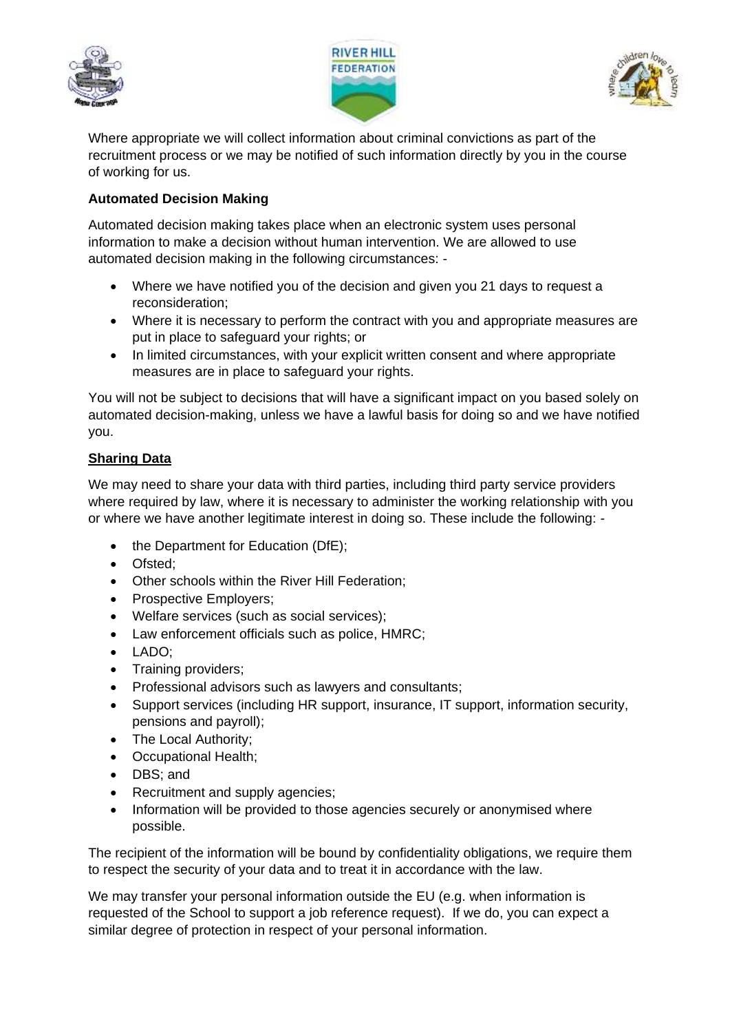Where appropriate we will collect information about criminal convictions as part of the recruitment process or we may be notified of such information directly by you in the course of working for us.

**Automated Decision Making**

Automated decision making takes place when an electronic system uses personal information to make a decision without human intervention. We are allowed to use automated decision making in the following circumstances: -

- Where we have notified you of the decision and given you 21 days to request a reconsideration;
- Where it is necessary to perform the contract with you and appropriate measures are put in place to safeguard your rights; or
- In limited circumstances, with your explicit written consent and where appropriate measures are in place to safeguard your rights.

You will not be subject to decisions that will have a significant impact on you based solely on automated decision-making, unless we have a lawful basis for doing so and we have notified you.

**Sharing Data**

We may need to share your data with third parties, including third party service providers where required by law, where it is necessary to administer the working relationship with you or where we have another legitimate interest in doing so. These include the following: -

- the Department for Education (DfE);
- Ofsted;
- Other schools within the River Hill Federation;
- Prospective Employers;
- Welfare services (such as social services);
- Law enforcement officials such as police, HMRC;
- LADO;
- Training providers;
- Professional advisors such as lawyers and consultants;
- Support services (including HR support, insurance, IT support, information security, pensions and payroll);
- The Local Authority;
- Occupational Health;
- DBS; and
- Recruitment and supply agencies;
- Information will be provided to those agencies securely or anonymised where possible.

The recipient of the information will be bound by confidentiality obligations, we require them to respect the security of your data and to treat it in accordance with the law.

We may transfer your personal information outside the EU (e.g. when information is requested of the School to support a job reference request). If we do, you can expect a similar degree of protection in respect of your personal information.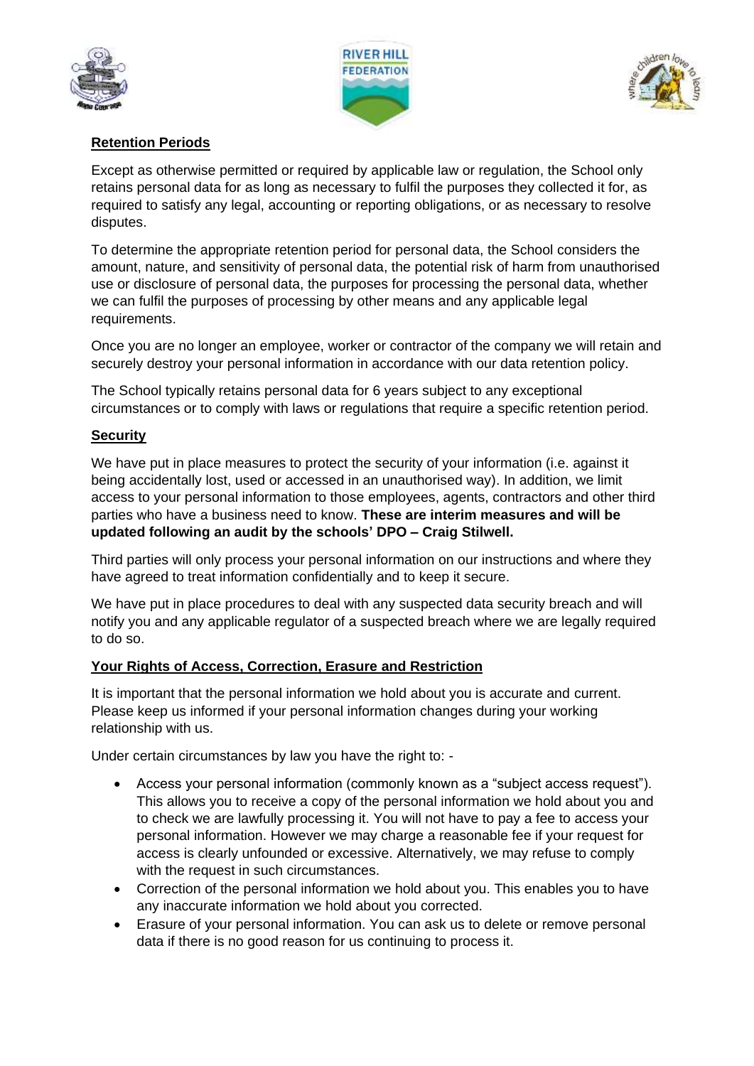**Retention Periods**

Except as otherwise permitted or required by applicable law or regulation, the School only retains personal data for as long as necessary to fulfil the purposes they collected it for, as required to satisfy any legal, accounting or reporting obligations, or as necessary to resolve disputes.

To determine the appropriate retention period for personal data, the School considers the amount, nature, and sensitivity of personal data, the potential risk of harm from unauthorised use or disclosure of personal data, the purposes for processing the personal data, whether we can fulfil the purposes of processing by other means and any applicable legal requirements.

Once you are no longer an employee, worker or contractor of the company we will retain and securely destroy your personal information in accordance with our data retention policy.

The School typically retains personal data for 6 years subject to any exceptional circumstances or to comply with laws or regulations that require a specific retention period.

**Security**

We have put in place measures to protect the security of your information (i.e. against it being accidentally lost, used or accessed in an unauthorised way). In addition, we limit access to your personal information to those employees, agents, contractors and other third parties who have a business need to know. **These are interim measures and will be updated following an audit by the schools' DPO – Craig Stilwell.**

Third parties will only process your personal information on our instructions and where they have agreed to treat information confidentially and to keep it secure.

We have put in place procedures to deal with any suspected data security breach and will notify you and any applicable regulator of a suspected breach where we are legally required to do so.

**Your Rights of Access, Correction, Erasure and Restriction**

It is important that the personal information we hold about you is accurate and current. Please keep us informed if your personal information changes during your working relationship with us.

Under certain circumstances by law you have the right to: -

- Access your personal information (commonly known as a "subject access request"). This allows you to receive a copy of the personal information we hold about you and to check we are lawfully processing it. You will not have to pay a fee to access your personal information. However we may charge a reasonable fee if your request for access is clearly unfounded or excessive. Alternatively, we may refuse to comply with the request in such circumstances.
- Correction of the personal information we hold about you. This enables you to have any inaccurate information we hold about you corrected.
- Erasure of your personal information. You can ask us to delete or remove personal data if there is no good reason for us continuing to process it.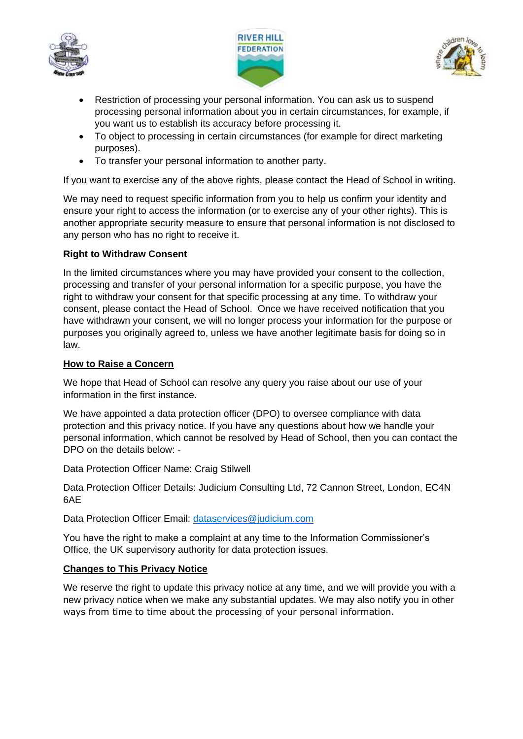- Restriction of processing your personal information. You can ask us to suspend processing personal information about you in certain circumstances, for example, if you want us to establish its accuracy before processing it.
- To object to processing in certain circumstances (for example for direct marketing purposes).
- To transfer your personal information to another party.

If you want to exercise any of the above rights, please contact the Head of School in writing.

We may need to request specific information from you to help us confirm your identity and ensure your right to access the information (or to exercise any of your other rights). This is another appropriate security measure to ensure that personal information is not disclosed to any person who has no right to receive it.

**Right to Withdraw Consent**

In the limited circumstances where you may have provided your consent to the collection, processing and transfer of your personal information for a specific purpose, you have the right to withdraw your consent for that specific processing at any time. To withdraw your consent, please contact the Head of School. Once we have received notification that you have withdrawn your consent, we will no longer process your information for the purpose or purposes you originally agreed to, unless we have another legitimate basis for doing so in law.

**How to Raise a Concern**

We hope that Head of School can resolve any query you raise about our use of your information in the first instance.

We have appointed a data protection officer (DPO) to oversee compliance with data protection and this privacy notice. If you have any questions about how we handle your personal information, which cannot be resolved by Head of School, then you can contact the DPO on the details below: -

Data Protection Officer Name: Craig Stilwell

Data Protection Officer Details: Judicium Consulting Ltd, 72 Cannon Street, London, EC4N 6AE

Data Protection Officer Email: dataservices@judicium.com

You have the right to make a complaint at any time to the Information Commissioner's Office, the UK supervisory authority for data protection issues.

**Changes to This Privacy Notice**

We reserve the right to update this privacy notice at any time, and we will provide you with a new privacy notice when we make any substantial updates. We may also notify you in other ways from time to time about the processing of your personal information.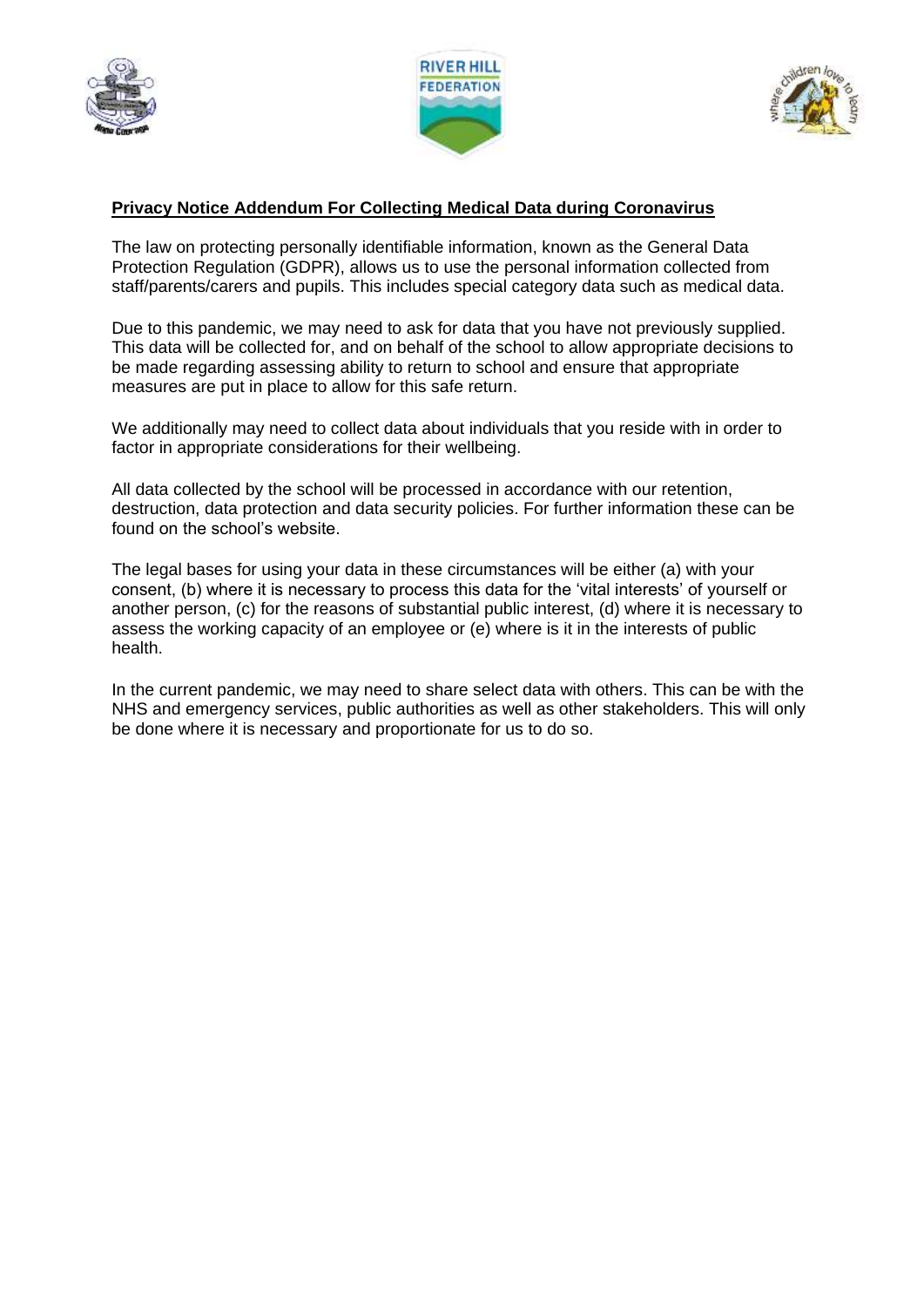**Privacy Notice Addendum For Collecting Medical Data during Coronavirus**

The law on protecting personally identifiable information, known as the General Data Protection Regulation (GDPR), allows us to use the personal information collected from staff/parents/carers and pupils. This includes special category data such as medical data.

Due to this pandemic, we may need to ask for data that you have not previously supplied. This data will be collected for, and on behalf of the school to allow appropriate decisions to be made regarding assessing ability to return to school and ensure that appropriate measures are put in place to allow for this safe return.

We additionally may need to collect data about individuals that you reside with in order to factor in appropriate considerations for their wellbeing.

All data collected by the school will be processed in accordance with our retention, destruction, data protection and data security policies. For further information these can be found on the school's website.

The legal bases for using your data in these circumstances will be either (a) with your consent, (b) where it is necessary to process this data for the 'vital interests' of yourself or another person, (c) for the reasons of substantial public interest, (d) where it is necessary to assess the working capacity of an employee or (e) where is it in the interests of public health.

In the current pandemic, we may need to share select data with others. This can be with the NHS and emergency services, public authorities as well as other stakeholders. This will only be done where it is necessary and proportionate for us to do so.